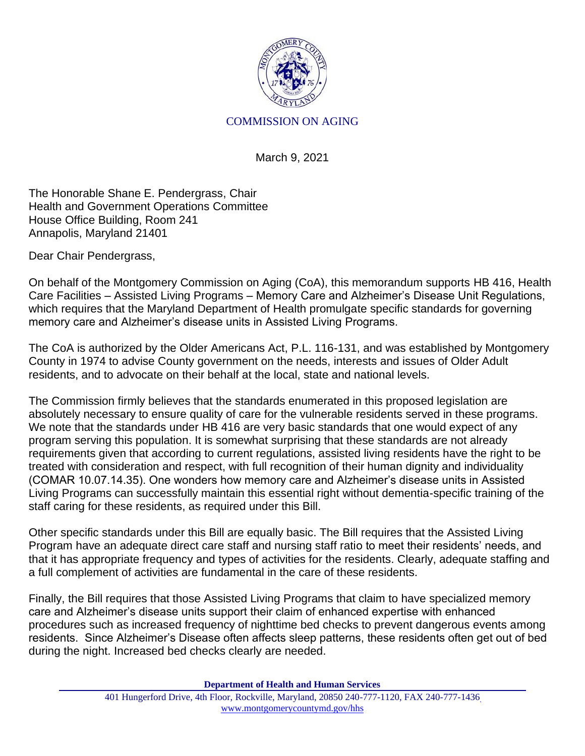COMMISSION ON AGING

March 9, 2021

The Honorable Shane E. Pendergrass, Chair
Health and Government Operations Committee
House Office Building, Room 241
Annapolis, Maryland 21401

Dear Chair Pendergrass,

On behalf of the Montgomery Commission on Aging (CoA), this memorandum supports HB 416, Health Care Facilities – Assisted Living Programs – Memory Care and Alzheimer's Disease Unit Regulations, which requires that the Maryland Department of Health promulgate specific standards for governing memory care and Alzheimer's disease units in Assisted Living Programs.

The CoA is authorized by the Older Americans Act, P.L. 116-131, and was established by Montgomery County in 1974 to advise County government on the needs, interests and issues of Older Adult residents, and to advocate on their behalf at the local, state and national levels.

The Commission firmly believes that the standards enumerated in this proposed legislation are absolutely necessary to ensure quality of care for the vulnerable residents served in these programs. We note that the standards under HB 416 are very basic standards that one would expect of any program serving this population. It is somewhat surprising that these standards are not already requirements given that according to current regulations, assisted living residents have the right to be treated with consideration and respect, with full recognition of their human dignity and individuality (COMAR 10.07.14.35). One wonders how memory care and Alzheimer's disease units in Assisted Living Programs can successfully maintain this essential right without dementia-specific training of the staff caring for these residents, as required under this Bill.

Other specific standards under this Bill are equally basic. The Bill requires that the Assisted Living Program have an adequate direct care staff and nursing staff ratio to meet their residents' needs, and that it has appropriate frequency and types of activities for the residents. Clearly, adequate staffing and a full complement of activities are fundamental in the care of these residents.

Finally, the Bill requires that those Assisted Living Programs that claim to have specialized memory care and Alzheimer's disease units support their claim of enhanced expertise with enhanced procedures such as increased frequency of nighttime bed checks to prevent dangerous events among residents. Since Alzheimer's Disease often affects sleep patterns, these residents often get out of bed during the night. Increased bed checks clearly are needed.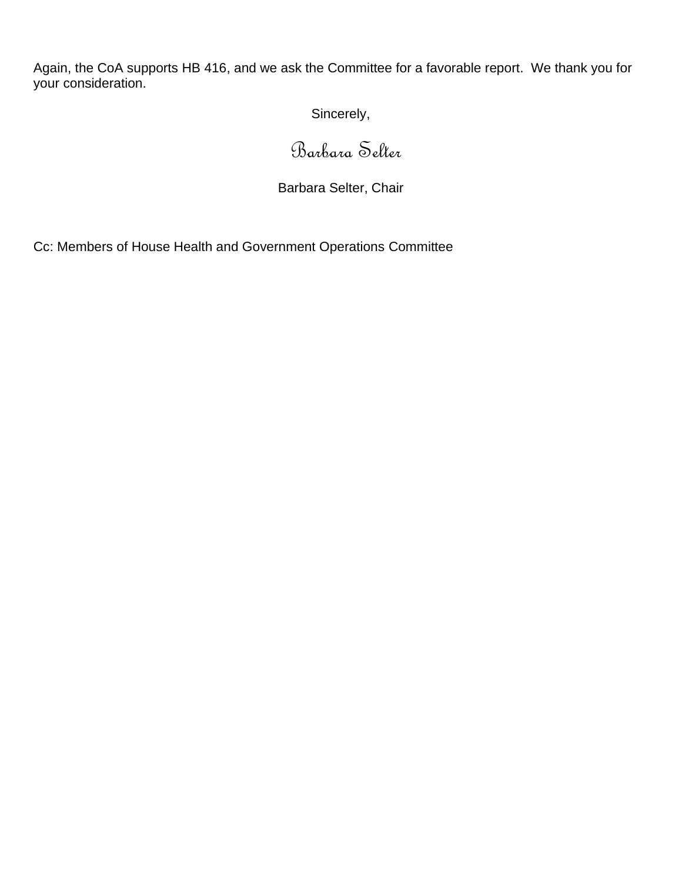Again, the CoA supports HB 416, and we ask the Committee for a favorable report. We thank you for your consideration.

Sincerely,

Barbara Selter

Barbara Selter, Chair

Cc: Members of House Health and Government Operations Committee